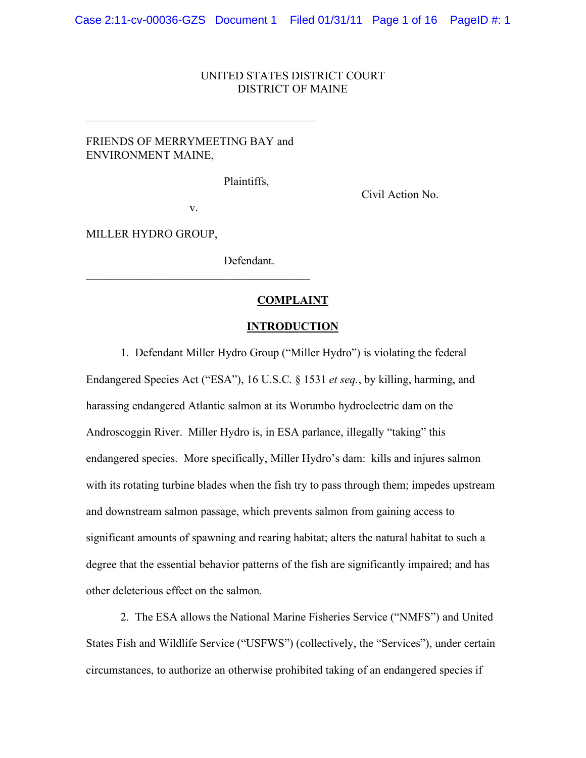UNITED STATES DISTRICT COURT
DISTRICT OF MAINE

---

FRIENDS OF MERRYMEETING BAY and ENVIRONMENT MAINE,

Plaintiffs,

v.

MILLER HYDRO GROUP,

Defendant.

---

Civil Action No.

## COMPLAINT

## INTRODUCTION

1. Defendant Miller Hydro Group ("Miller Hydro") is violating the federal Endangered Species Act ("ESA"), 16 U.S.C. § 1531 *et seq.*, by killing, harming, and harassing endangered Atlantic salmon at its Worumbo hydroelectric dam on the Androscoggin River. Miller Hydro is, in ESA parlance, illegally "taking" this endangered species. More specifically, Miller Hydro's dam: kills and injures salmon with its rotating turbine blades when the fish try to pass through them; impedes upstream and downstream salmon passage, which prevents salmon from gaining access to significant amounts of spawning and rearing habitat; alters the natural habitat to such a degree that the essential behavior patterns of the fish are significantly impaired; and has other deleterious effect on the salmon.

2. The ESA allows the National Marine Fisheries Service ("NMFS") and United States Fish and Wildlife Service ("USFWS") (collectively, the "Services"), under certain circumstances, to authorize an otherwise prohibited taking of an endangered species if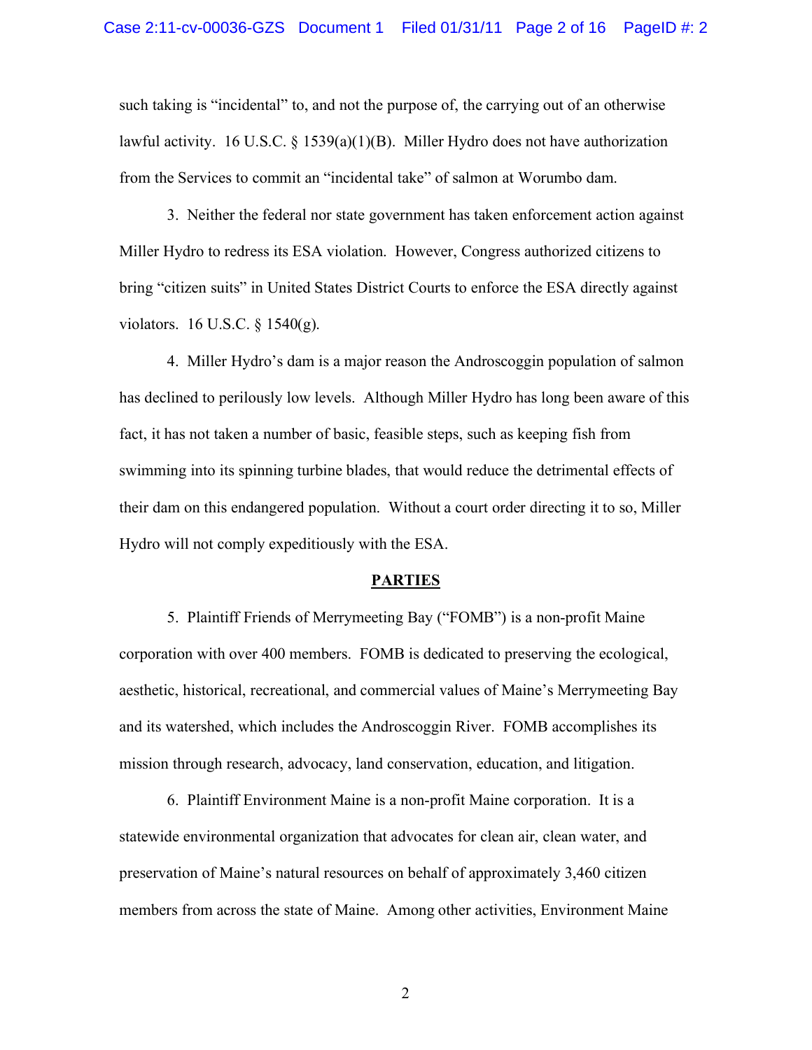such taking is "incidental" to, and not the purpose of, the carrying out of an otherwise lawful activity. 16 U.S.C. § 1539(a)(1)(B). Miller Hydro does not have authorization from the Services to commit an "incidental take" of salmon at Worumbo dam.

3. Neither the federal nor state government has taken enforcement action against Miller Hydro to redress its ESA violation. However, Congress authorized citizens to bring "citizen suits" in United States District Courts to enforce the ESA directly against violators. 16 U.S.C. § 1540(g).

4. Miller Hydro's dam is a major reason the Androscoggin population of salmon has declined to perilously low levels. Although Miller Hydro has long been aware of this fact, it has not taken a number of basic, feasible steps, such as keeping fish from swimming into its spinning turbine blades, that would reduce the detrimental effects of their dam on this endangered population. Without a court order directing it to so, Miller Hydro will not comply expeditiously with the ESA.

## PARTIES

5. Plaintiff Friends of Merrymeeting Bay ("FOMB") is a non-profit Maine corporation with over 400 members. FOMB is dedicated to preserving the ecological, aesthetic, historical, recreational, and commercial values of Maine's Merrymeeting Bay and its watershed, which includes the Androscoggin River. FOMB accomplishes its mission through research, advocacy, land conservation, education, and litigation.

6. Plaintiff Environment Maine is a non-profit Maine corporation. It is a statewide environmental organization that advocates for clean air, clean water, and preservation of Maine's natural resources on behalf of approximately 3,460 citizen members from across the state of Maine. Among other activities, Environment Maine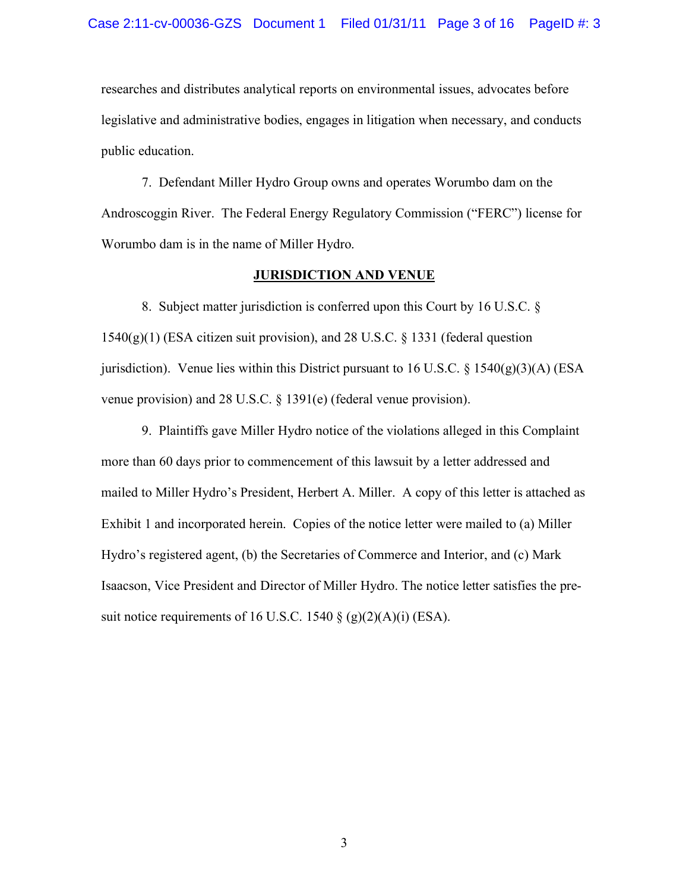researches and distributes analytical reports on environmental issues, advocates before legislative and administrative bodies, engages in litigation when necessary, and conducts public education.

7. Defendant Miller Hydro Group owns and operates Worumbo dam on the Androscoggin River. The Federal Energy Regulatory Commission ("FERC") license for Worumbo dam is in the name of Miller Hydro.

**JURISDICTION AND VENUE**

8. Subject matter jurisdiction is conferred upon this Court by 16 U.S.C. § 1540(g)(1) (ESA citizen suit provision), and 28 U.S.C. § 1331 (federal question jurisdiction). Venue lies within this District pursuant to 16 U.S.C. § 1540(g)(3)(A) (ESA venue provision) and 28 U.S.C. § 1391(e) (federal venue provision).

9. Plaintiffs gave Miller Hydro notice of the violations alleged in this Complaint more than 60 days prior to commencement of this lawsuit by a letter addressed and mailed to Miller Hydro's President, Herbert A. Miller. A copy of this letter is attached as Exhibit 1 and incorporated herein. Copies of the notice letter were mailed to (a) Miller Hydro's registered agent, (b) the Secretaries of Commerce and Interior, and (c) Mark Isaacson, Vice President and Director of Miller Hydro. The notice letter satisfies the pre-suit notice requirements of 16 U.S.C. 1540 § (g)(2)(A)(i) (ESA).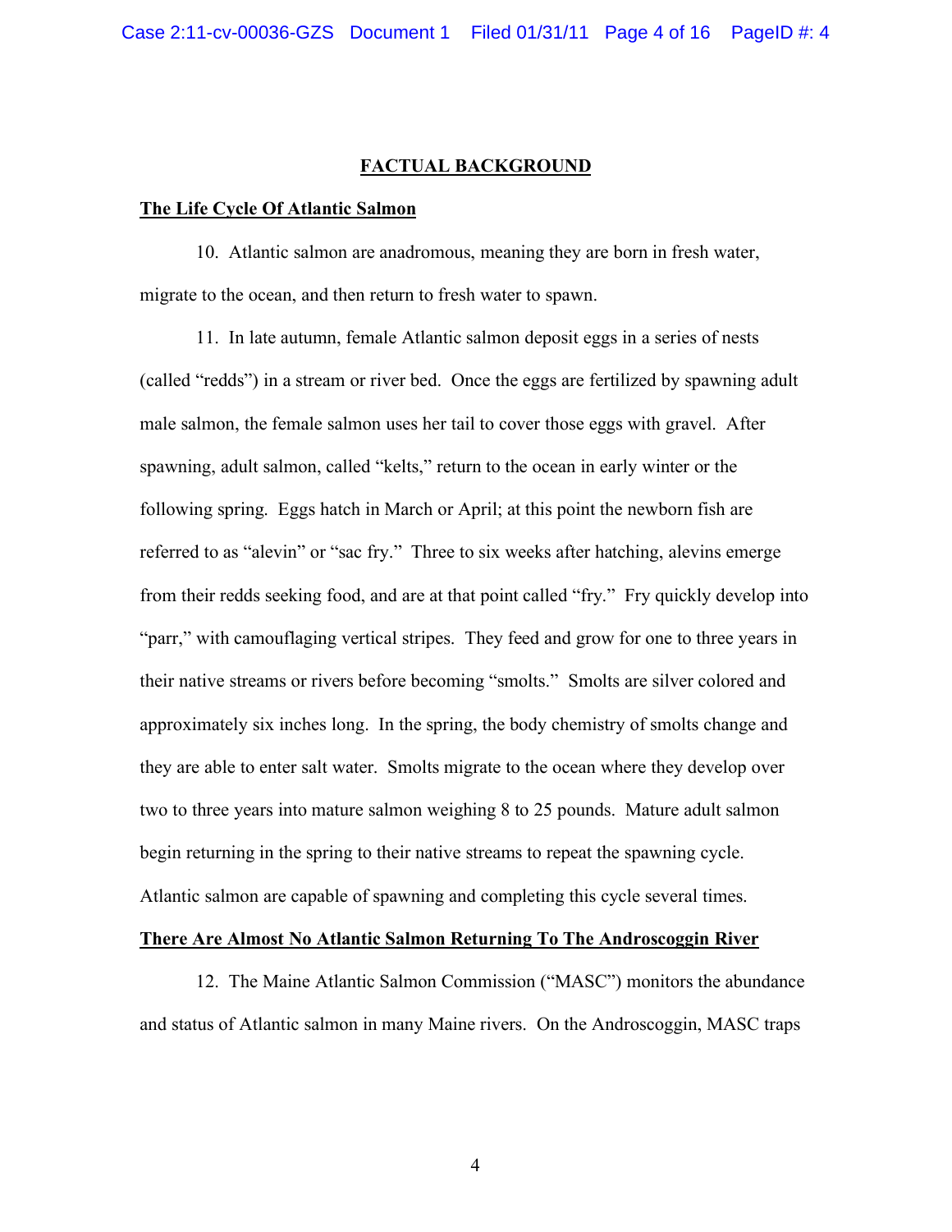## FACTUAL BACKGROUND

**The Life Cycle Of Atlantic Salmon**

10. Atlantic salmon are anadromous, meaning they are born in fresh water, migrate to the ocean, and then return to fresh water to spawn.

11. In late autumn, female Atlantic salmon deposit eggs in a series of nests (called "redds") in a stream or river bed. Once the eggs are fertilized by spawning adult male salmon, the female salmon uses her tail to cover those eggs with gravel. After spawning, adult salmon, called "kelts," return to the ocean in early winter or the following spring. Eggs hatch in March or April; at this point the newborn fish are referred to as "alevin" or "sac fry." Three to six weeks after hatching, alevins emerge from their redds seeking food, and are at that point called "fry." Fry quickly develop into "parr," with camouflaging vertical stripes. They feed and grow for one to three years in their native streams or rivers before becoming "smolts." Smolts are silver colored and approximately six inches long. In the spring, the body chemistry of smolts change and they are able to enter salt water. Smolts migrate to the ocean where they develop over two to three years into mature salmon weighing 8 to 25 pounds. Mature adult salmon begin returning in the spring to their native streams to repeat the spawning cycle. Atlantic salmon are capable of spawning and completing this cycle several times.

**There Are Almost No Atlantic Salmon Returning To The Androscoggin River**

12. The Maine Atlantic Salmon Commission ("MASC") monitors the abundance and status of Atlantic salmon in many Maine rivers. On the Androscoggin, MASC traps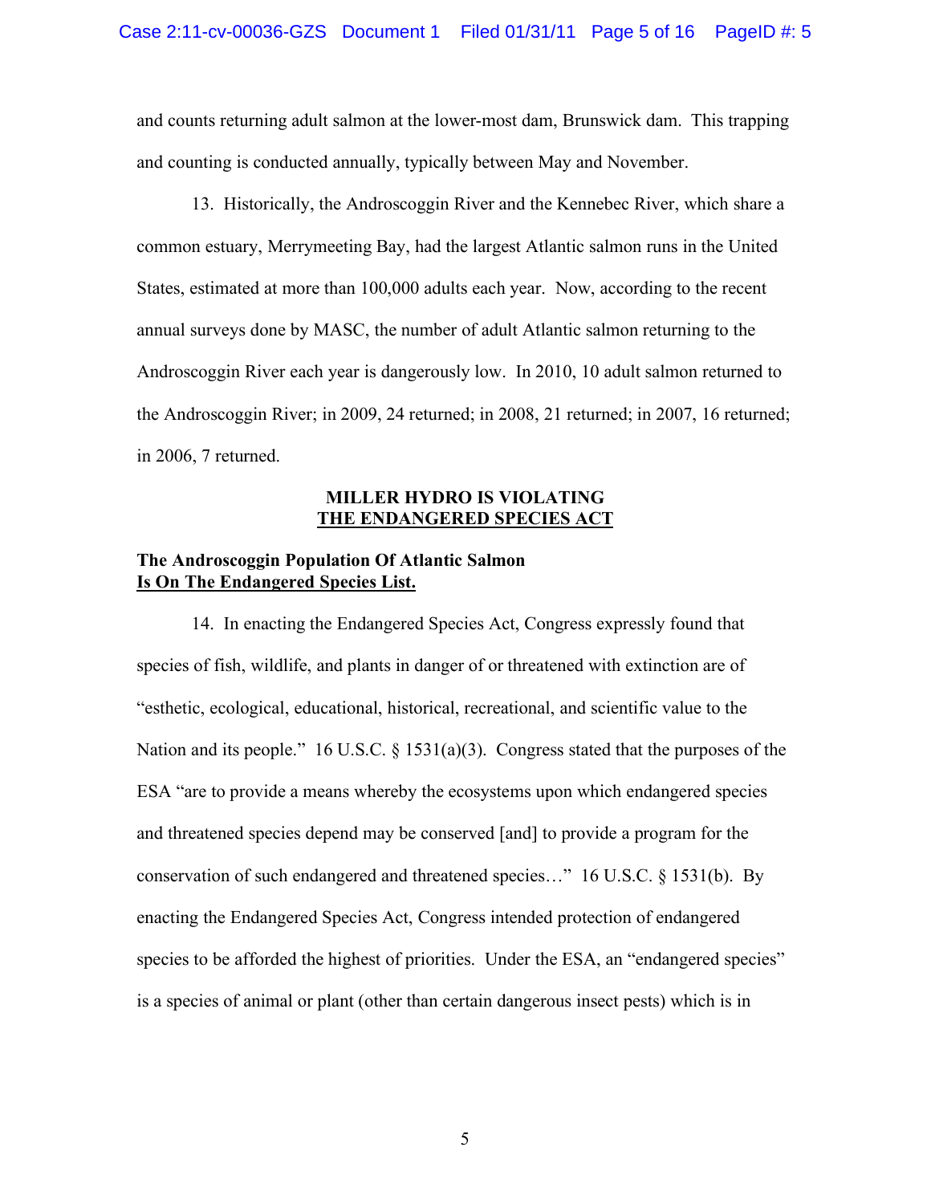and counts returning adult salmon at the lower-most dam, Brunswick dam. This trapping and counting is conducted annually, typically between May and November.

13. Historically, the Androscoggin River and the Kennebec River, which share a common estuary, Merrymeeting Bay, had the largest Atlantic salmon runs in the United States, estimated at more than 100,000 adults each year. Now, according to the recent annual surveys done by MASC, the number of adult Atlantic salmon returning to the Androscoggin River each year is dangerously low. In 2010, 10 adult salmon returned to the Androscoggin River; in 2009, 24 returned; in 2008, 21 returned; in 2007, 16 returned; in 2006, 7 returned.

## MILLER HYDRO IS VIOLATING THE ENDANGERED SPECIES ACT

### The Androscoggin Population Of Atlantic Salmon Is On The Endangered Species List.

14. In enacting the Endangered Species Act, Congress expressly found that species of fish, wildlife, and plants in danger of or threatened with extinction are of "esthetic, ecological, educational, historical, recreational, and scientific value to the Nation and its people." 16 U.S.C. § 1531(a)(3). Congress stated that the purposes of the ESA "are to provide a means whereby the ecosystems upon which endangered species and threatened species depend may be conserved [and] to provide a program for the conservation of such endangered and threatened species…" 16 U.S.C. § 1531(b). By enacting the Endangered Species Act, Congress intended protection of endangered species to be afforded the highest of priorities. Under the ESA, an "endangered species" is a species of animal or plant (other than certain dangerous insect pests) which is in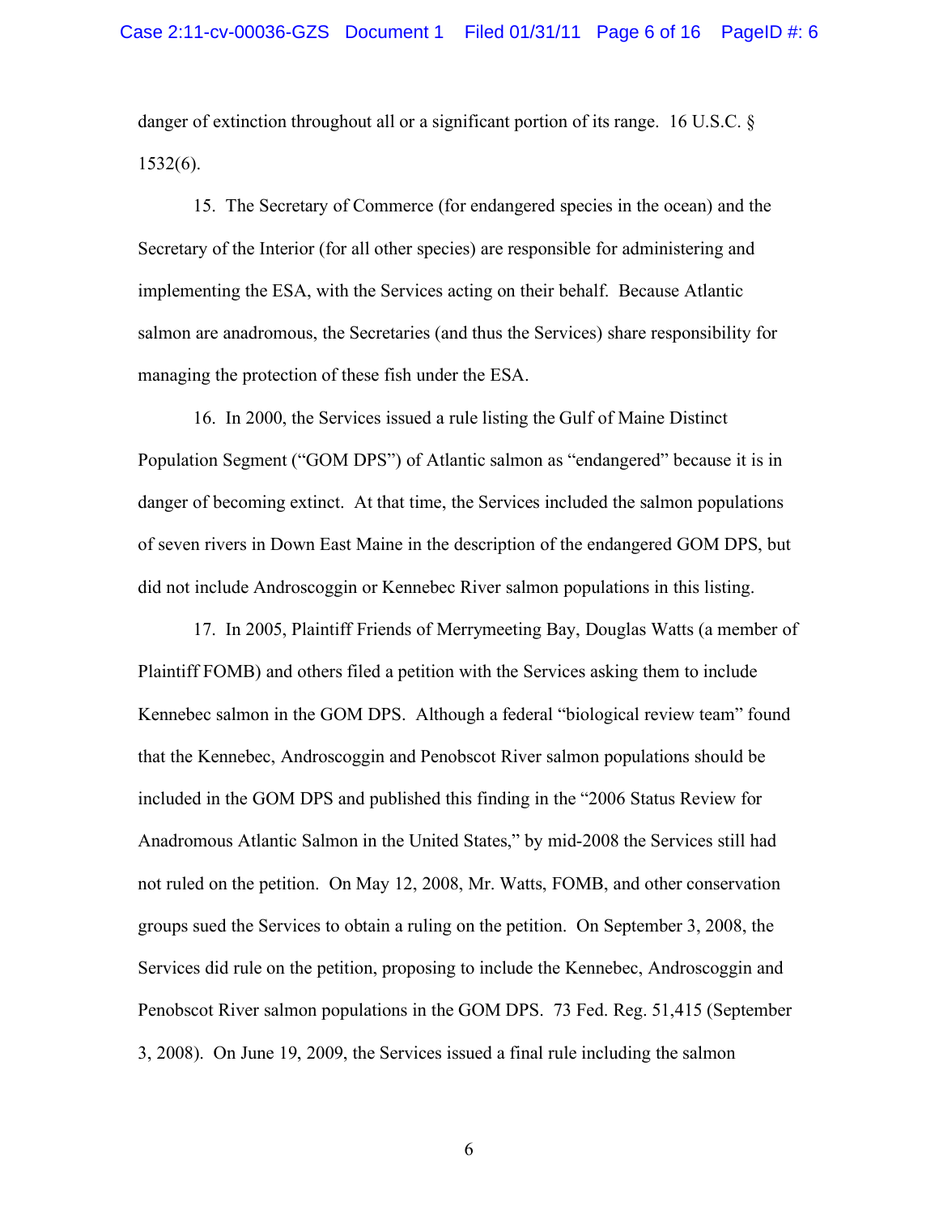danger of extinction throughout all or a significant portion of its range. 16 U.S.C. § 1532(6).

15. The Secretary of Commerce (for endangered species in the ocean) and the Secretary of the Interior (for all other species) are responsible for administering and implementing the ESA, with the Services acting on their behalf. Because Atlantic salmon are anadromous, the Secretaries (and thus the Services) share responsibility for managing the protection of these fish under the ESA.

16. In 2000, the Services issued a rule listing the Gulf of Maine Distinct Population Segment ("GOM DPS") of Atlantic salmon as "endangered" because it is in danger of becoming extinct. At that time, the Services included the salmon populations of seven rivers in Down East Maine in the description of the endangered GOM DPS, but did not include Androscoggin or Kennebec River salmon populations in this listing.

17. In 2005, Plaintiff Friends of Merrymeeting Bay, Douglas Watts (a member of Plaintiff FOMB) and others filed a petition with the Services asking them to include Kennebec salmon in the GOM DPS. Although a federal "biological review team" found that the Kennebec, Androscoggin and Penobscot River salmon populations should be included in the GOM DPS and published this finding in the "2006 Status Review for Anadromous Atlantic Salmon in the United States," by mid-2008 the Services still had not ruled on the petition. On May 12, 2008, Mr. Watts, FOMB, and other conservation groups sued the Services to obtain a ruling on the petition. On September 3, 2008, the Services did rule on the petition, proposing to include the Kennebec, Androscoggin and Penobscot River salmon populations in the GOM DPS. 73 Fed. Reg. 51,415 (September 3, 2008). On June 19, 2009, the Services issued a final rule including the salmon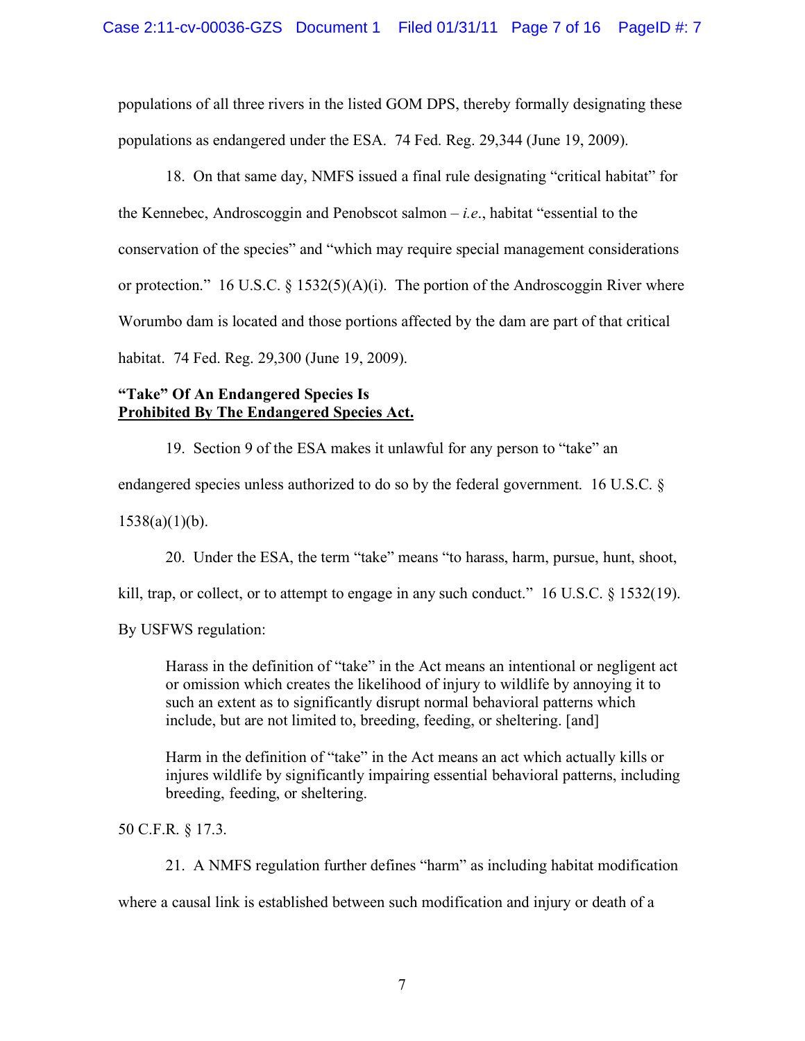populations of all three rivers in the listed GOM DPS, thereby formally designating these populations as endangered under the ESA. 74 Fed. Reg. 29,344 (June 19, 2009).

18. On that same day, NMFS issued a final rule designating "critical habitat" for the Kennebec, Androscoggin and Penobscot salmon – *i.e.*, habitat "essential to the conservation of the species" and "which may require special management considerations or protection." 16 U.S.C. § 1532(5)(A)(i). The portion of the Androscoggin River where Worumbo dam is located and those portions affected by the dam are part of that critical habitat. 74 Fed. Reg. 29,300 (June 19, 2009).

**"Take" Of An Endangered Species Is**
**<u>Prohibited By The Endangered Species Act.</u>**

19. Section 9 of the ESA makes it unlawful for any person to "take" an endangered species unless authorized to do so by the federal government. 16 U.S.C. § 1538(a)(1)(b).

20. Under the ESA, the term "take" means "to harass, harm, pursue, hunt, shoot, kill, trap, or collect, or to attempt to engage in any such conduct." 16 U.S.C. § 1532(19). By USFWS regulation:

> Harass in the definition of "take" in the Act means an intentional or negligent act or omission which creates the likelihood of injury to wildlife by annoying it to such an extent as to significantly disrupt normal behavioral patterns which include, but are not limited to, breeding, feeding, or sheltering. [and]
>
> Harm in the definition of "take" in the Act means an act which actually kills or injures wildlife by significantly impairing essential behavioral patterns, including breeding, feeding, or sheltering.

50 C.F.R. § 17.3.

21. A NMFS regulation further defines "harm" as including habitat modification where a causal link is established between such modification and injury or death of a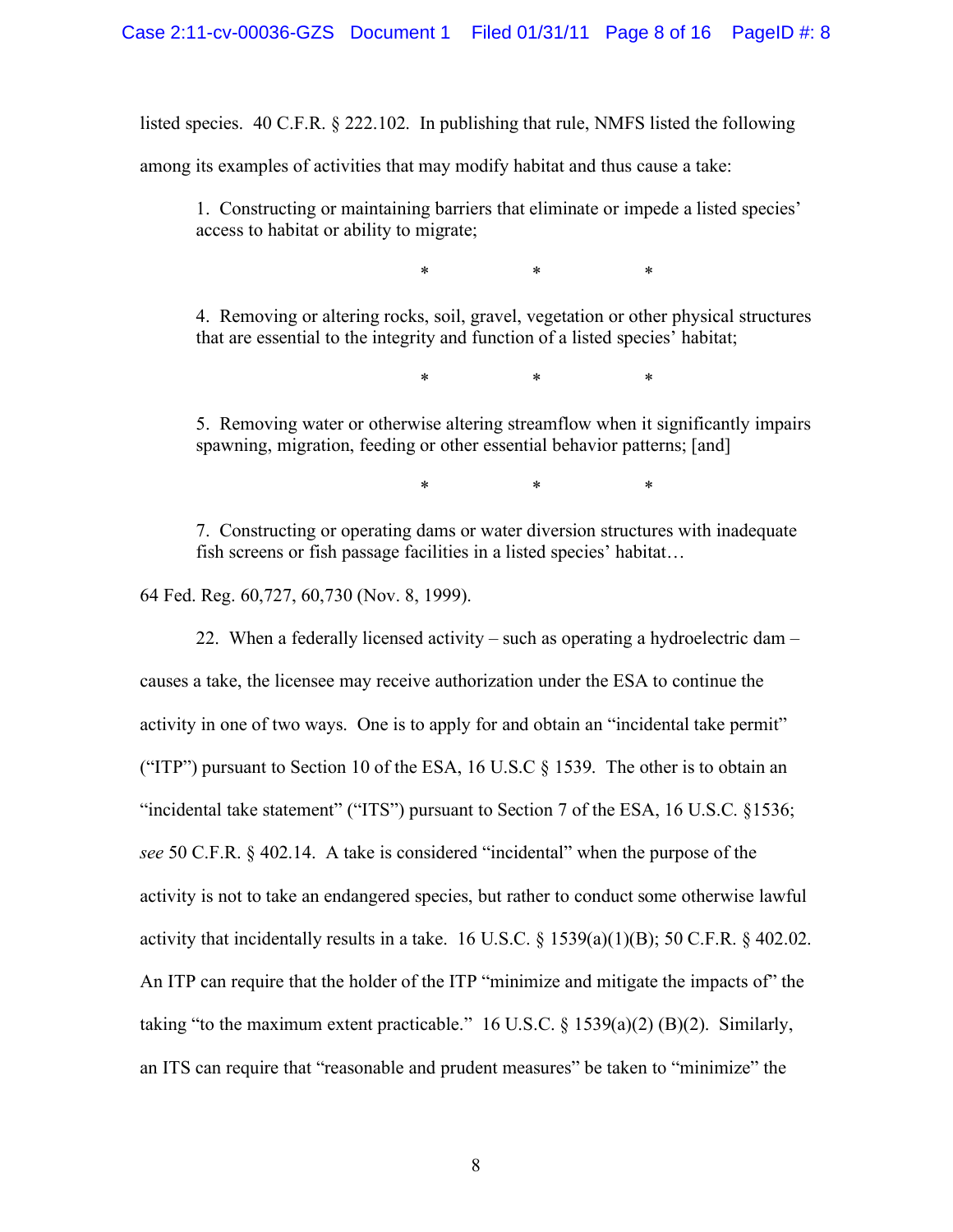listed species. 40 C.F.R. § 222.102. In publishing that rule, NMFS listed the following among its examples of activities that may modify habitat and thus cause a take:

> 1. Constructing or maintaining barriers that eliminate or impede a listed species' access to habitat or ability to migrate;
>
> \* \* \*
>
> 4. Removing or altering rocks, soil, gravel, vegetation or other physical structures that are essential to the integrity and function of a listed species' habitat;
>
> \* \* \*
>
> 5. Removing water or otherwise altering streamflow when it significantly impairs spawning, migration, feeding or other essential behavior patterns; [and]
>
> \* \* \*
>
> 7. Constructing or operating dams or water diversion structures with inadequate fish screens or fish passage facilities in a listed species' habitat…

64 Fed. Reg. 60,727, 60,730 (Nov. 8, 1999).

22. When a federally licensed activity – such as operating a hydroelectric dam – causes a take, the licensee may receive authorization under the ESA to continue the activity in one of two ways. One is to apply for and obtain an "incidental take permit" ("ITP") pursuant to Section 10 of the ESA, 16 U.S.C § 1539. The other is to obtain an "incidental take statement" ("ITS") pursuant to Section 7 of the ESA, 16 U.S.C. §1536; *see* 50 C.F.R. § 402.14. A take is considered "incidental" when the purpose of the activity is not to take an endangered species, but rather to conduct some otherwise lawful activity that incidentally results in a take. 16 U.S.C. § 1539(a)(1)(B); 50 C.F.R. § 402.02. An ITP can require that the holder of the ITP "minimize and mitigate the impacts of" the taking "to the maximum extent practicable." 16 U.S.C. § 1539(a)(2) (B)(2). Similarly, an ITS can require that "reasonable and prudent measures" be taken to "minimize" the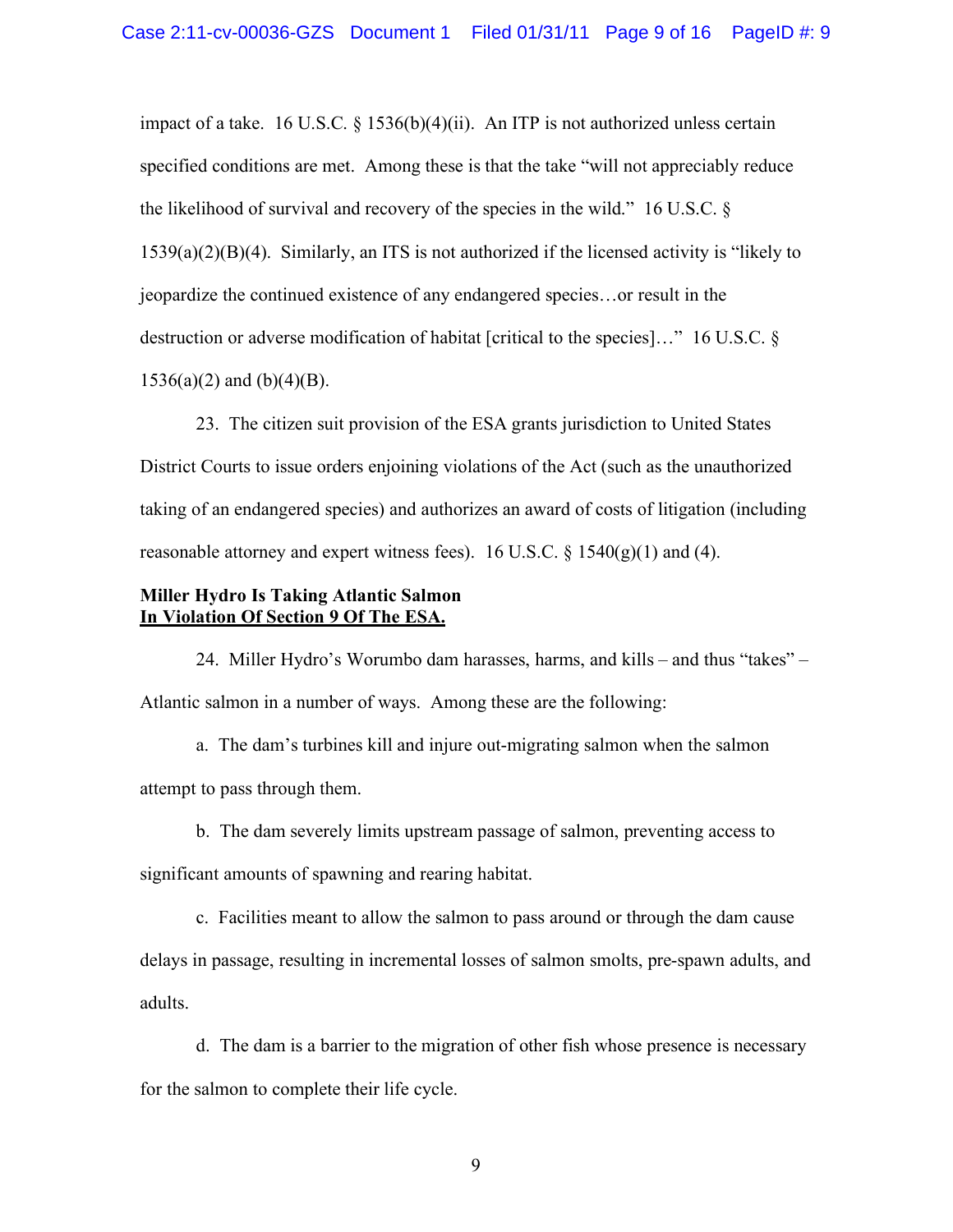impact of a take. 16 U.S.C. § 1536(b)(4)(ii). An ITP is not authorized unless certain specified conditions are met. Among these is that the take "will not appreciably reduce the likelihood of survival and recovery of the species in the wild." 16 U.S.C. § 1539(a)(2)(B)(4). Similarly, an ITS is not authorized if the licensed activity is "likely to jeopardize the continued existence of any endangered species…or result in the destruction or adverse modification of habitat [critical to the species]…" 16 U.S.C. § 1536(a)(2) and (b)(4)(B).

23. The citizen suit provision of the ESA grants jurisdiction to United States District Courts to issue orders enjoining violations of the Act (such as the unauthorized taking of an endangered species) and authorizes an award of costs of litigation (including reasonable attorney and expert witness fees). 16 U.S.C. § 1540(g)(1) and (4).

**Miller Hydro Is Taking Atlantic Salmon**
**<u>In Violation Of Section 9 Of The ESA.</u>**

24. Miller Hydro's Worumbo dam harasses, harms, and kills – and thus "takes" – Atlantic salmon in a number of ways. Among these are the following:

a. The dam's turbines kill and injure out-migrating salmon when the salmon attempt to pass through them.

b. The dam severely limits upstream passage of salmon, preventing access to significant amounts of spawning and rearing habitat.

c. Facilities meant to allow the salmon to pass around or through the dam cause delays in passage, resulting in incremental losses of salmon smolts, pre-spawn adults, and adults.

d. The dam is a barrier to the migration of other fish whose presence is necessary for the salmon to complete their life cycle.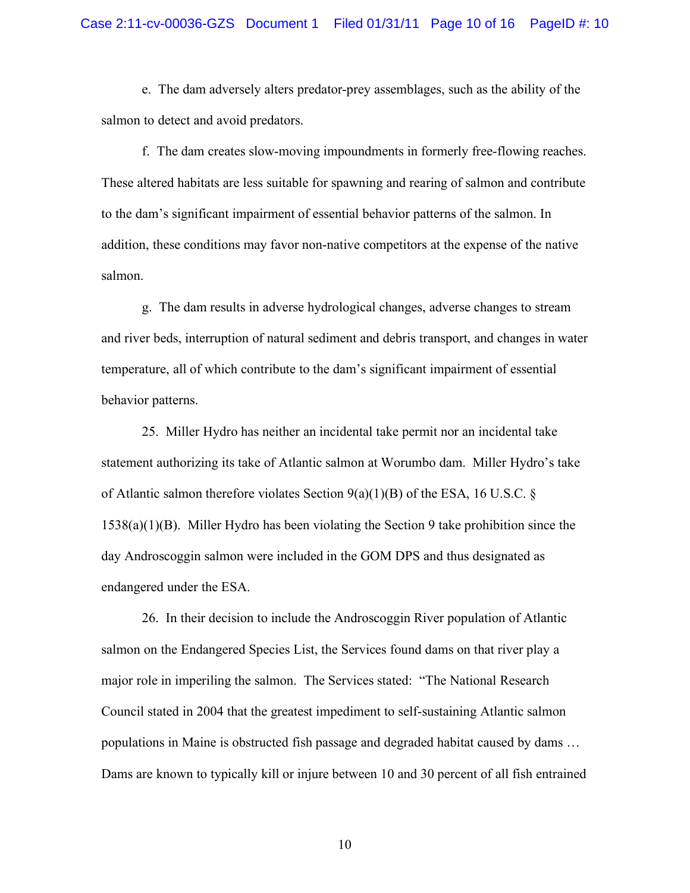e. The dam adversely alters predator-prey assemblages, such as the ability of the salmon to detect and avoid predators.

f. The dam creates slow-moving impoundments in formerly free-flowing reaches. These altered habitats are less suitable for spawning and rearing of salmon and contribute to the dam's significant impairment of essential behavior patterns of the salmon. In addition, these conditions may favor non-native competitors at the expense of the native salmon.

g. The dam results in adverse hydrological changes, adverse changes to stream and river beds, interruption of natural sediment and debris transport, and changes in water temperature, all of which contribute to the dam's significant impairment of essential behavior patterns.

25. Miller Hydro has neither an incidental take permit nor an incidental take statement authorizing its take of Atlantic salmon at Worumbo dam. Miller Hydro's take of Atlantic salmon therefore violates Section 9(a)(1)(B) of the ESA, 16 U.S.C. § 1538(a)(1)(B). Miller Hydro has been violating the Section 9 take prohibition since the day Androscoggin salmon were included in the GOM DPS and thus designated as endangered under the ESA.

26. In their decision to include the Androscoggin River population of Atlantic salmon on the Endangered Species List, the Services found dams on that river play a major role in imperiling the salmon. The Services stated: "The National Research Council stated in 2004 that the greatest impediment to self-sustaining Atlantic salmon populations in Maine is obstructed fish passage and degraded habitat caused by dams … Dams are known to typically kill or injure between 10 and 30 percent of all fish entrained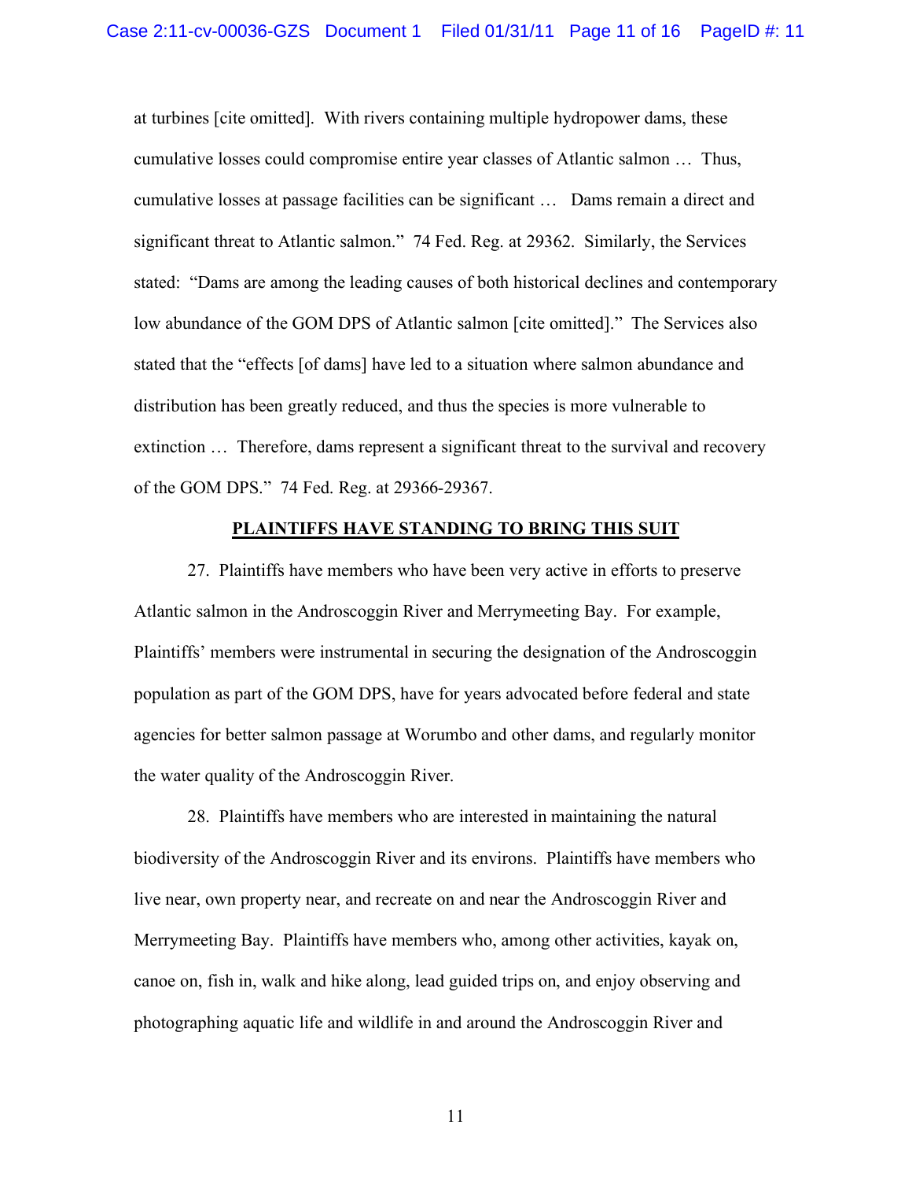at turbines [cite omitted]. With rivers containing multiple hydropower dams, these cumulative losses could compromise entire year classes of Atlantic salmon … Thus, cumulative losses at passage facilities can be significant … Dams remain a direct and significant threat to Atlantic salmon." 74 Fed. Reg. at 29362. Similarly, the Services stated: "Dams are among the leading causes of both historical declines and contemporary low abundance of the GOM DPS of Atlantic salmon [cite omitted]." The Services also stated that the "effects [of dams] have led to a situation where salmon abundance and distribution has been greatly reduced, and thus the species is more vulnerable to extinction … Therefore, dams represent a significant threat to the survival and recovery of the GOM DPS." 74 Fed. Reg. at 29366-29367.

## PLAINTIFFS HAVE STANDING TO BRING THIS SUIT

27. Plaintiffs have members who have been very active in efforts to preserve Atlantic salmon in the Androscoggin River and Merrymeeting Bay. For example, Plaintiffs' members were instrumental in securing the designation of the Androscoggin population as part of the GOM DPS, have for years advocated before federal and state agencies for better salmon passage at Worumbo and other dams, and regularly monitor the water quality of the Androscoggin River.

28. Plaintiffs have members who are interested in maintaining the natural biodiversity of the Androscoggin River and its environs. Plaintiffs have members who live near, own property near, and recreate on and near the Androscoggin River and Merrymeeting Bay. Plaintiffs have members who, among other activities, kayak on, canoe on, fish in, walk and hike along, lead guided trips on, and enjoy observing and photographing aquatic life and wildlife in and around the Androscoggin River and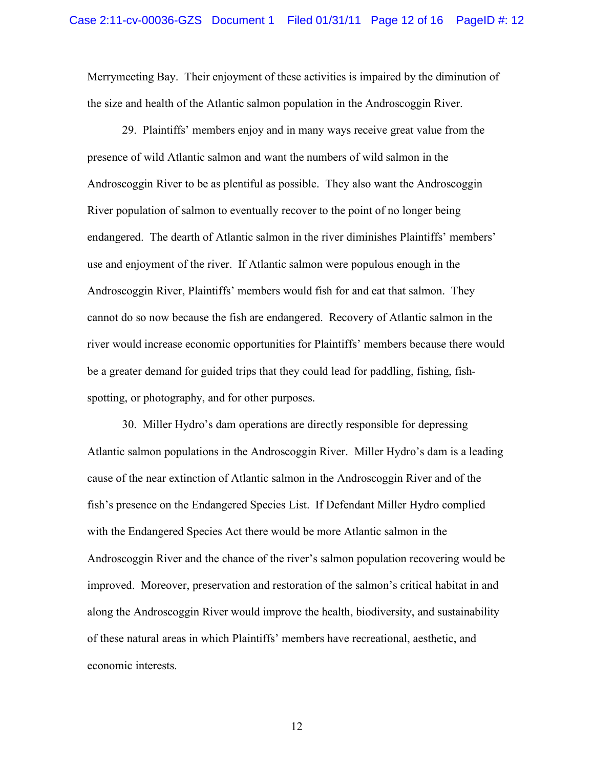Merrymeeting Bay. Their enjoyment of these activities is impaired by the diminution of the size and health of the Atlantic salmon population in the Androscoggin River.

29. Plaintiffs' members enjoy and in many ways receive great value from the presence of wild Atlantic salmon and want the numbers of wild salmon in the Androscoggin River to be as plentiful as possible. They also want the Androscoggin River population of salmon to eventually recover to the point of no longer being endangered. The dearth of Atlantic salmon in the river diminishes Plaintiffs' members' use and enjoyment of the river. If Atlantic salmon were populous enough in the Androscoggin River, Plaintiffs' members would fish for and eat that salmon. They cannot do so now because the fish are endangered. Recovery of Atlantic salmon in the river would increase economic opportunities for Plaintiffs' members because there would be a greater demand for guided trips that they could lead for paddling, fishing, fish-spotting, or photography, and for other purposes.

30. Miller Hydro's dam operations are directly responsible for depressing Atlantic salmon populations in the Androscoggin River. Miller Hydro's dam is a leading cause of the near extinction of Atlantic salmon in the Androscoggin River and of the fish's presence on the Endangered Species List. If Defendant Miller Hydro complied with the Endangered Species Act there would be more Atlantic salmon in the Androscoggin River and the chance of the river's salmon population recovering would be improved. Moreover, preservation and restoration of the salmon's critical habitat in and along the Androscoggin River would improve the health, biodiversity, and sustainability of these natural areas in which Plaintiffs' members have recreational, aesthetic, and economic interests.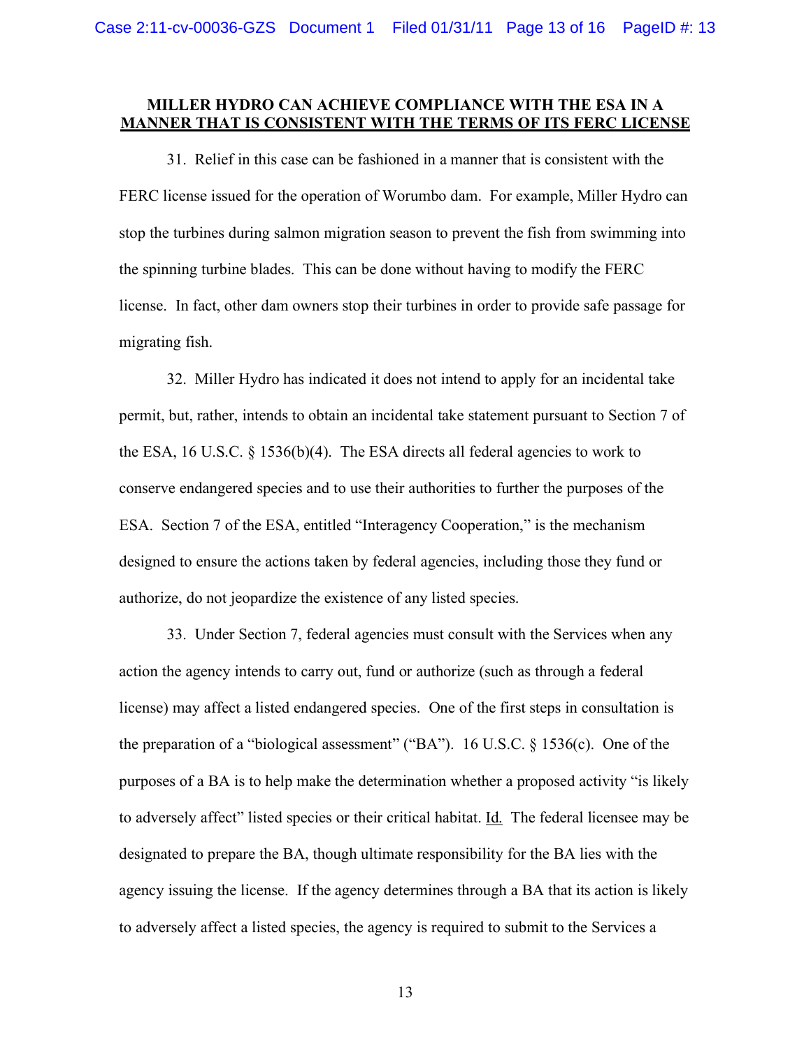**MILLER HYDRO CAN ACHIEVE COMPLIANCE WITH THE ESA IN A MANNER THAT IS CONSISTENT WITH THE TERMS OF ITS FERC LICENSE**

31. Relief in this case can be fashioned in a manner that is consistent with the FERC license issued for the operation of Worumbo dam. For example, Miller Hydro can stop the turbines during salmon migration season to prevent the fish from swimming into the spinning turbine blades. This can be done without having to modify the FERC license. In fact, other dam owners stop their turbines in order to provide safe passage for migrating fish.

32. Miller Hydro has indicated it does not intend to apply for an incidental take permit, but, rather, intends to obtain an incidental take statement pursuant to Section 7 of the ESA, 16 U.S.C. § 1536(b)(4). The ESA directs all federal agencies to work to conserve endangered species and to use their authorities to further the purposes of the ESA. Section 7 of the ESA, entitled "Interagency Cooperation," is the mechanism designed to ensure the actions taken by federal agencies, including those they fund or authorize, do not jeopardize the existence of any listed species.

33. Under Section 7, federal agencies must consult with the Services when any action the agency intends to carry out, fund or authorize (such as through a federal license) may affect a listed endangered species. One of the first steps in consultation is the preparation of a "biological assessment" ("BA"). 16 U.S.C. § 1536(c). One of the purposes of a BA is to help make the determination whether a proposed activity "is likely to adversely affect" listed species or their critical habitat. Id. The federal licensee may be designated to prepare the BA, though ultimate responsibility for the BA lies with the agency issuing the license. If the agency determines through a BA that its action is likely to adversely affect a listed species, the agency is required to submit to the Services a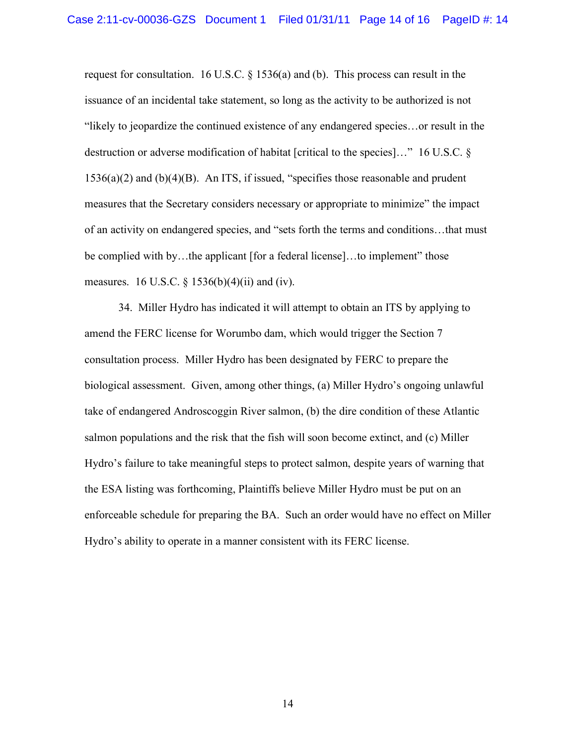request for consultation. 16 U.S.C. § 1536(a) and (b). This process can result in the issuance of an incidental take statement, so long as the activity to be authorized is not "likely to jeopardize the continued existence of any endangered species…or result in the destruction or adverse modification of habitat [critical to the species]…" 16 U.S.C. § 1536(a)(2) and (b)(4)(B). An ITS, if issued, "specifies those reasonable and prudent measures that the Secretary considers necessary or appropriate to minimize" the impact of an activity on endangered species, and "sets forth the terms and conditions…that must be complied with by…the applicant [for a federal license]…to implement" those measures. 16 U.S.C. § 1536(b)(4)(ii) and (iv).

34. Miller Hydro has indicated it will attempt to obtain an ITS by applying to amend the FERC license for Worumbo dam, which would trigger the Section 7 consultation process. Miller Hydro has been designated by FERC to prepare the biological assessment. Given, among other things, (a) Miller Hydro's ongoing unlawful take of endangered Androscoggin River salmon, (b) the dire condition of these Atlantic salmon populations and the risk that the fish will soon become extinct, and (c) Miller Hydro's failure to take meaningful steps to protect salmon, despite years of warning that the ESA listing was forthcoming, Plaintiffs believe Miller Hydro must be put on an enforceable schedule for preparing the BA. Such an order would have no effect on Miller Hydro's ability to operate in a manner consistent with its FERC license.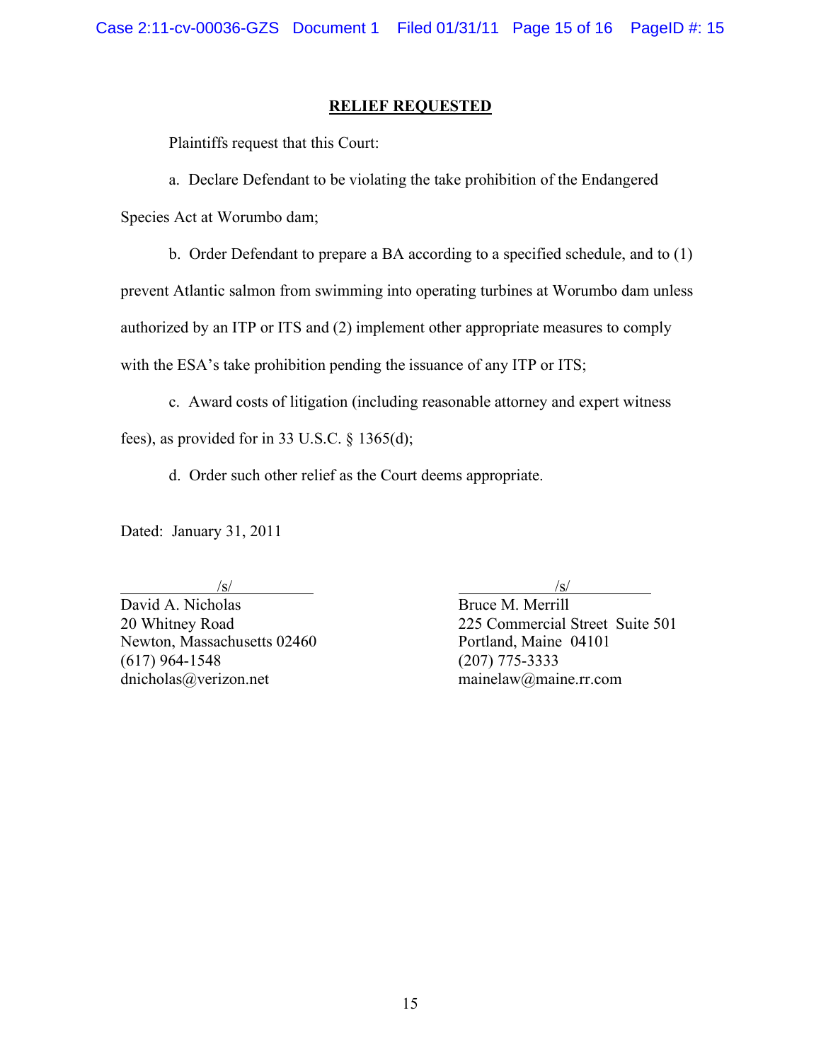## RELIEF REQUESTED

Plaintiffs request that this Court:

a. Declare Defendant to be violating the take prohibition of the Endangered Species Act at Worumbo dam;

b. Order Defendant to prepare a BA according to a specified schedule, and to (1) prevent Atlantic salmon from swimming into operating turbines at Worumbo dam unless authorized by an ITP or ITS and (2) implement other appropriate measures to comply with the ESA's take prohibition pending the issuance of any ITP or ITS;

c. Award costs of litigation (including reasonable attorney and expert witness fees), as provided for in 33 U.S.C. § 1365(d);

d. Order such other relief as the Court deems appropriate.

Dated: January 31, 2011

/s/
David A. Nicholas
20 Whitney Road
Newton, Massachusetts 02460
(617) 964-1548
dnicholas@verizon.net

/s/
Bruce M. Merrill
225 Commercial Street Suite 501
Portland, Maine 04101
(207) 775-3333
mainelaw@maine.rr.com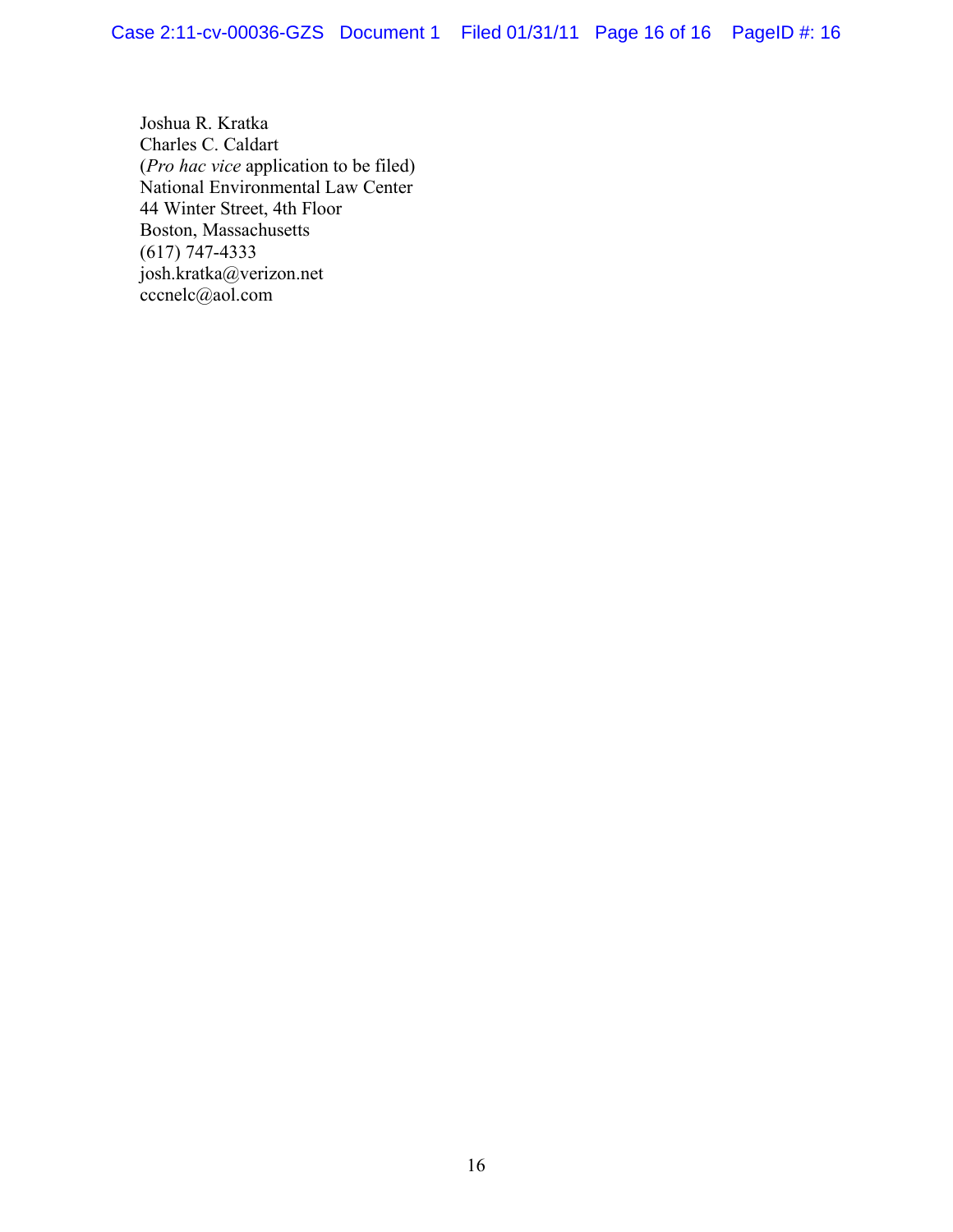Joshua R. Kratka
Charles C. Caldart
(*Pro hac vice* application to be filed)
National Environmental Law Center
44 Winter Street, 4th Floor
Boston, Massachusetts
(617) 747-4333
josh.kratka@verizon.net
cccnelc@aol.com